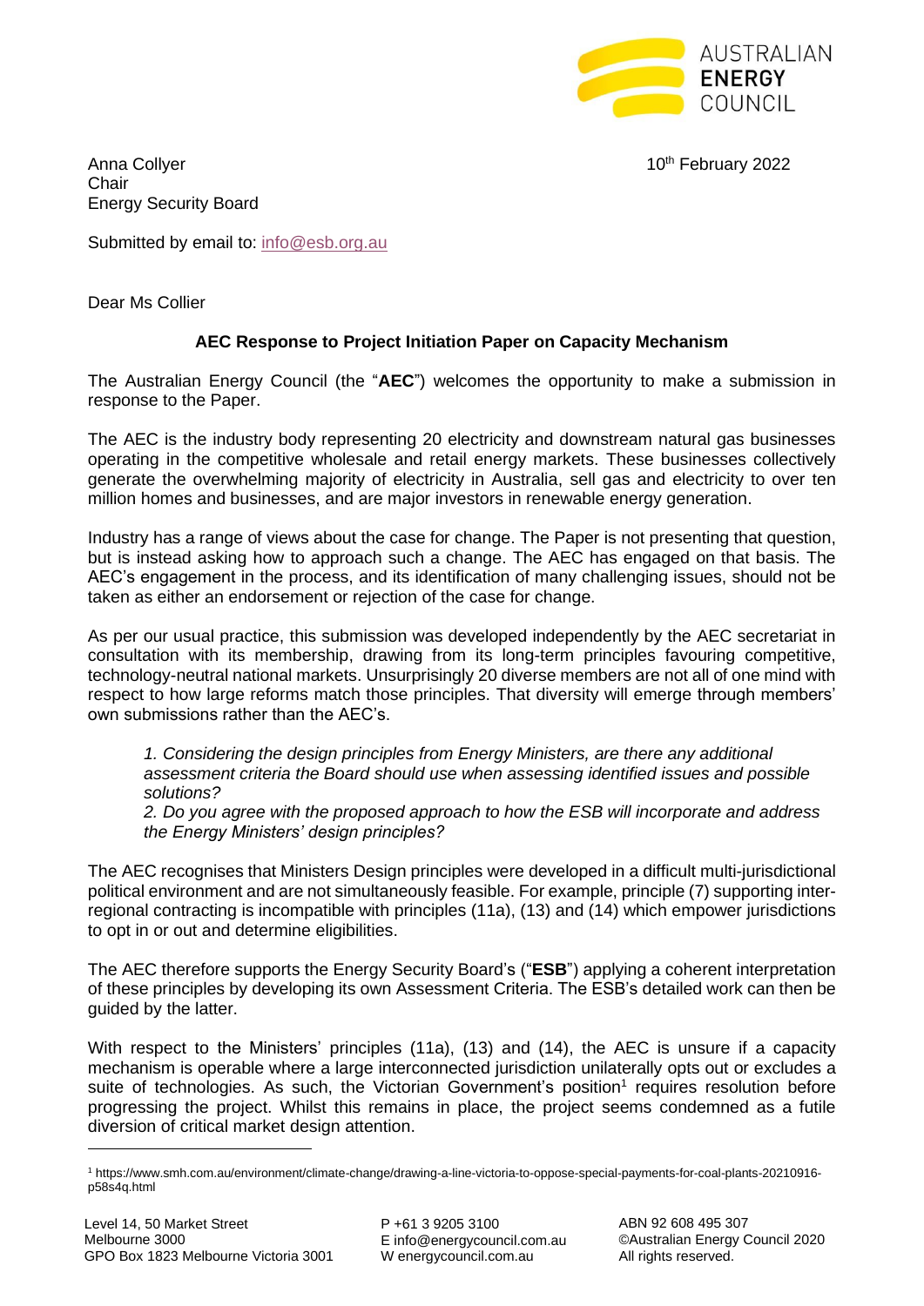10th February 2022

Anna Collyer
Chair
Energy Security Board

Submitted by email to: info@esb.org.au

Dear Ms Collier

**AEC Response to Project Initiation Paper on Capacity Mechanism**

The Australian Energy Council (the "**AEC**") welcomes the opportunity to make a submission in response to the Paper.

The AEC is the industry body representing 20 electricity and downstream natural gas businesses operating in the competitive wholesale and retail energy markets. These businesses collectively generate the overwhelming majority of electricity in Australia, sell gas and electricity to over ten million homes and businesses, and are major investors in renewable energy generation.

Industry has a range of views about the case for change. The Paper is not presenting that question, but is instead asking how to approach such a change. The AEC has engaged on that basis. The AEC's engagement in the process, and its identification of many challenging issues, should not be taken as either an endorsement or rejection of the case for change.

As per our usual practice, this submission was developed independently by the AEC secretariat in consultation with its membership, drawing from its long-term principles favouring competitive, technology-neutral national markets. Unsurprisingly 20 diverse members are not all of one mind with respect to how large reforms match those principles. That diversity will emerge through members' own submissions rather than the AEC's.

> *1. Considering the design principles from Energy Ministers, are there any additional assessment criteria the Board should use when assessing identified issues and possible solutions?*
>
> *2. Do you agree with the proposed approach to how the ESB will incorporate and address the Energy Ministers' design principles?*

The AEC recognises that Ministers Design principles were developed in a difficult multi-jurisdictional political environment and are not simultaneously feasible. For example, principle (7) supporting inter-regional contracting is incompatible with principles (11a), (13) and (14) which empower jurisdictions to opt in or out and determine eligibilities.

The AEC therefore supports the Energy Security Board's ("**ESB**") applying a coherent interpretation of these principles by developing its own Assessment Criteria. The ESB's detailed work can then be guided by the latter.

With respect to the Ministers' principles (11a), (13) and (14), the AEC is unsure if a capacity mechanism is operable where a large interconnected jurisdiction unilaterally opts out or excludes a suite of technologies. As such, the Victorian Government's position[1] requires resolution before progressing the project. Whilst this remains in place, the project seems condemned as a futile diversion of critical market design attention.

[1] https://www.smh.com.au/environment/climate-change/drawing-a-line-victoria-to-oppose-special-payments-for-coal-plants-20210916-p58s4q.html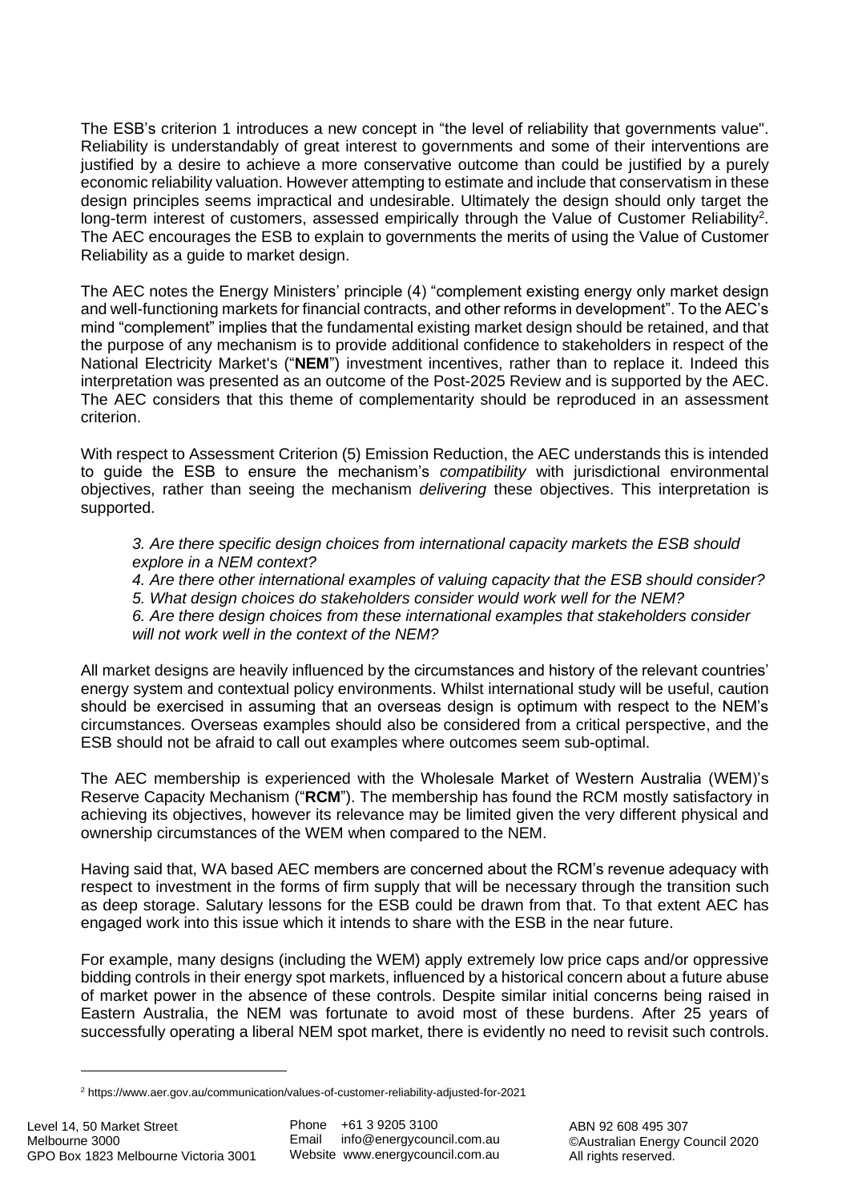The ESB's criterion 1 introduces a new concept in "the level of reliability that governments value". Reliability is understandably of great interest to governments and some of their interventions are justified by a desire to achieve a more conservative outcome than could be justified by a purely economic reliability valuation. However attempting to estimate and include that conservatism in these design principles seems impractical and undesirable. Ultimately the design should only target the long-term interest of customers, assessed empirically through the Value of Customer Reliability[2]. The AEC encourages the ESB to explain to governments the merits of using the Value of Customer Reliability as a guide to market design.

The AEC notes the Energy Ministers' principle (4) "complement existing energy only market design and well-functioning markets for financial contracts, and other reforms in development". To the AEC's mind "complement" implies that the fundamental existing market design should be retained, and that the purpose of any mechanism is to provide additional confidence to stakeholders in respect of the National Electricity Market's ("**NEM**") investment incentives, rather than to replace it. Indeed this interpretation was presented as an outcome of the Post-2025 Review and is supported by the AEC. The AEC considers that this theme of complementarity should be reproduced in an assessment criterion.

With respect to Assessment Criterion (5) Emission Reduction, the AEC understands this is intended to guide the ESB to ensure the mechanism's *compatibility* with jurisdictional environmental objectives, rather than seeing the mechanism *delivering* these objectives. This interpretation is supported.

> *3. Are there specific design choices from international capacity markets the ESB should explore in a NEM context?*
> *4. Are there other international examples of valuing capacity that the ESB should consider?*
> *5. What design choices do stakeholders consider would work well for the NEM?*
> *6. Are there design choices from these international examples that stakeholders consider will not work well in the context of the NEM?*

All market designs are heavily influenced by the circumstances and history of the relevant countries' energy system and contextual policy environments. Whilst international study will be useful, caution should be exercised in assuming that an overseas design is optimum with respect to the NEM's circumstances. Overseas examples should also be considered from a critical perspective, and the ESB should not be afraid to call out examples where outcomes seem sub-optimal.

The AEC membership is experienced with the Wholesale Market of Western Australia (WEM)'s Reserve Capacity Mechanism ("**RCM**"). The membership has found the RCM mostly satisfactory in achieving its objectives, however its relevance may be limited given the very different physical and ownership circumstances of the WEM when compared to the NEM.

Having said that, WA based AEC members are concerned about the RCM's revenue adequacy with respect to investment in the forms of firm supply that will be necessary through the transition such as deep storage. Salutary lessons for the ESB could be drawn from that. To that extent AEC has engaged work into this issue which it intends to share with the ESB in the near future.

For example, many designs (including the WEM) apply extremely low price caps and/or oppressive bidding controls in their energy spot markets, influenced by a historical concern about a future abuse of market power in the absence of these controls. Despite similar initial concerns being raised in Eastern Australia, the NEM was fortunate to avoid most of these burdens. After 25 years of successfully operating a liberal NEM spot market, there is evidently no need to revisit such controls.

[2] https://www.aer.gov.au/communication/values-of-customer-reliability-adjusted-for-2021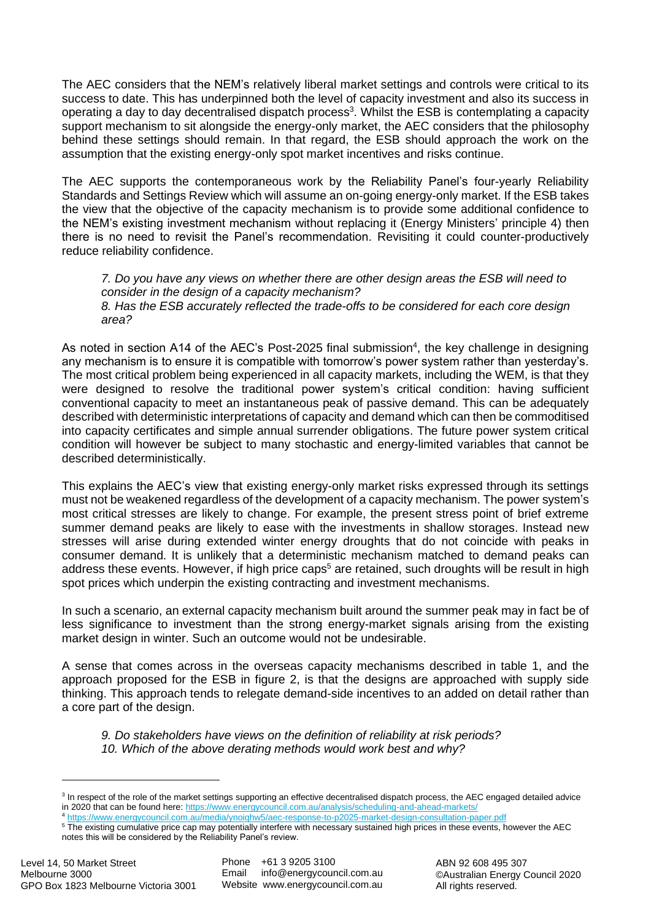The AEC considers that the NEM's relatively liberal market settings and controls were critical to its success to date. This has underpinned both the level of capacity investment and also its success in operating a day to day decentralised dispatch process[3]. Whilst the ESB is contemplating a capacity support mechanism to sit alongside the energy-only market, the AEC considers that the philosophy behind these settings should remain. In that regard, the ESB should approach the work on the assumption that the existing energy-only spot market incentives and risks continue.

The AEC supports the contemporaneous work by the Reliability Panel's four-yearly Reliability Standards and Settings Review which will assume an on-going energy-only market. If the ESB takes the view that the objective of the capacity mechanism is to provide some additional confidence to the NEM's existing investment mechanism without replacing it (Energy Ministers' principle 4) then there is no need to revisit the Panel's recommendation. Revisiting it could counter-productively reduce reliability confidence.

> *7. Do you have any views on whether there are other design areas the ESB will need to consider in the design of a capacity mechanism?*
> *8. Has the ESB accurately reflected the trade-offs to be considered for each core design area?*

As noted in section A14 of the AEC's Post-2025 final submission[4], the key challenge in designing any mechanism is to ensure it is compatible with tomorrow's power system rather than yesterday's. The most critical problem being experienced in all capacity markets, including the WEM, is that they were designed to resolve the traditional power system's critical condition: having sufficient conventional capacity to meet an instantaneous peak of passive demand. This can be adequately described with deterministic interpretations of capacity and demand which can then be commoditised into capacity certificates and simple annual surrender obligations. The future power system critical condition will however be subject to many stochastic and energy-limited variables that cannot be described deterministically.

This explains the AEC's view that existing energy-only market risks expressed through its settings must not be weakened regardless of the development of a capacity mechanism. The power system's most critical stresses are likely to change. For example, the present stress point of brief extreme summer demand peaks are likely to ease with the investments in shallow storages. Instead new stresses will arise during extended winter energy droughts that do not coincide with peaks in consumer demand. It is unlikely that a deterministic mechanism matched to demand peaks can address these events. However, if high price caps[5] are retained, such droughts will be result in high spot prices which underpin the existing contracting and investment mechanisms.

In such a scenario, an external capacity mechanism built around the summer peak may in fact be of less significance to investment than the strong energy-market signals arising from the existing market design in winter. Such an outcome would not be undesirable.

A sense that comes across in the overseas capacity mechanisms described in table 1, and the approach proposed for the ESB in figure 2, is that the designs are approached with supply side thinking. This approach tends to relegate demand-side incentives to an added on detail rather than a core part of the design.

> *9. Do stakeholders have views on the definition of reliability at risk periods?*
> *10. Which of the above derating methods would work best and why?*

---

[3] In respect of the role of the market settings supporting an effective decentralised dispatch process, the AEC engaged detailed advice in 2020 that can be found here: https://www.energycouncil.com.au/analysis/scheduling-and-ahead-markets/

[4] https://www.energycouncil.com.au/media/ynoiqhw5/aec-response-to-p2025-market-design-consultation-paper.pdf

[5] The existing cumulative price cap may potentially interfere with necessary sustained high prices in these events, however the AEC notes this will be considered by the Reliability Panel's review.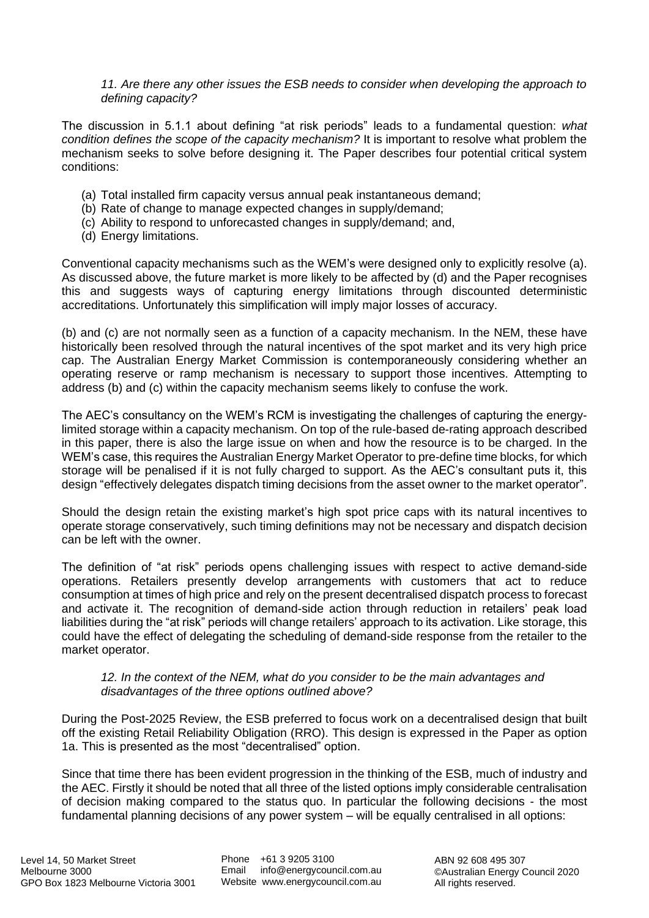*11. Are there any other issues the ESB needs to consider when developing the approach to defining capacity?*

The discussion in 5.1.1 about defining "at risk periods" leads to a fundamental question: *what condition defines the scope of the capacity mechanism?* It is important to resolve what problem the mechanism seeks to solve before designing it. The Paper describes four potential critical system conditions:

(a) Total installed firm capacity versus annual peak instantaneous demand;
(b) Rate of change to manage expected changes in supply/demand;
(c) Ability to respond to unforecasted changes in supply/demand; and,
(d) Energy limitations.

Conventional capacity mechanisms such as the WEM's were designed only to explicitly resolve (a). As discussed above, the future market is more likely to be affected by (d) and the Paper recognises this and suggests ways of capturing energy limitations through discounted deterministic accreditations. Unfortunately this simplification will imply major losses of accuracy.

(b) and (c) are not normally seen as a function of a capacity mechanism. In the NEM, these have historically been resolved through the natural incentives of the spot market and its very high price cap. The Australian Energy Market Commission is contemporaneously considering whether an operating reserve or ramp mechanism is necessary to support those incentives. Attempting to address (b) and (c) within the capacity mechanism seems likely to confuse the work.

The AEC's consultancy on the WEM's RCM is investigating the challenges of capturing the energy-limited storage within a capacity mechanism. On top of the rule-based de-rating approach described in this paper, there is also the large issue on when and how the resource is to be charged. In the WEM's case, this requires the Australian Energy Market Operator to pre-define time blocks, for which storage will be penalised if it is not fully charged to support. As the AEC's consultant puts it, this design "effectively delegates dispatch timing decisions from the asset owner to the market operator".

Should the design retain the existing market's high spot price caps with its natural incentives to operate storage conservatively, such timing definitions may not be necessary and dispatch decision can be left with the owner.

The definition of "at risk" periods opens challenging issues with respect to active demand-side operations. Retailers presently develop arrangements with customers that act to reduce consumption at times of high price and rely on the present decentralised dispatch process to forecast and activate it. The recognition of demand-side action through reduction in retailers' peak load liabilities during the "at risk" periods will change retailers' approach to its activation. Like storage, this could have the effect of delegating the scheduling of demand-side response from the retailer to the market operator.

*12. In the context of the NEM, what do you consider to be the main advantages and disadvantages of the three options outlined above?*

During the Post-2025 Review, the ESB preferred to focus work on a decentralised design that built off the existing Retail Reliability Obligation (RRO). This design is expressed in the Paper as option 1a. This is presented as the most "decentralised" option.

Since that time there has been evident progression in the thinking of the ESB, much of industry and the AEC. Firstly it should be noted that all three of the listed options imply considerable centralisation of decision making compared to the status quo. In particular the following decisions - the most fundamental planning decisions of any power system – will be equally centralised in all options: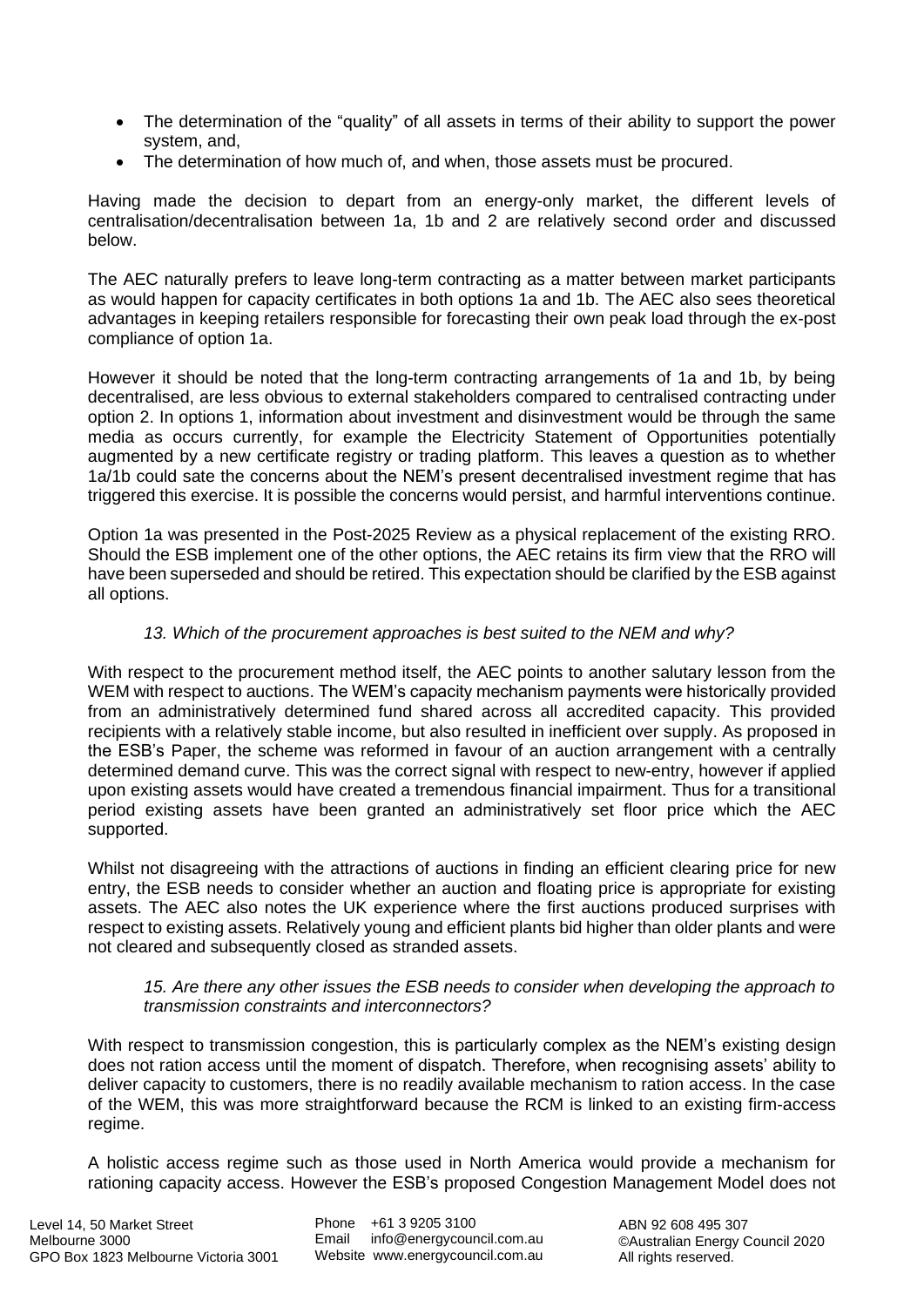- The determination of the "quality" of all assets in terms of their ability to support the power system, and,
- The determination of how much of, and when, those assets must be procured.

Having made the decision to depart from an energy-only market, the different levels of centralisation/decentralisation between 1a, 1b and 2 are relatively second order and discussed below.

The AEC naturally prefers to leave long-term contracting as a matter between market participants as would happen for capacity certificates in both options 1a and 1b. The AEC also sees theoretical advantages in keeping retailers responsible for forecasting their own peak load through the ex-post compliance of option 1a.

However it should be noted that the long-term contracting arrangements of 1a and 1b, by being decentralised, are less obvious to external stakeholders compared to centralised contracting under option 2. In options 1, information about investment and disinvestment would be through the same media as occurs currently, for example the Electricity Statement of Opportunities potentially augmented by a new certificate registry or trading platform. This leaves a question as to whether 1a/1b could sate the concerns about the NEM's present decentralised investment regime that has triggered this exercise. It is possible the concerns would persist, and harmful interventions continue.

Option 1a was presented in the Post-2025 Review as a physical replacement of the existing RRO. Should the ESB implement one of the other options, the AEC retains its firm view that the RRO will have been superseded and should be retired. This expectation should be clarified by the ESB against all options.

*13. Which of the procurement approaches is best suited to the NEM and why?*

With respect to the procurement method itself, the AEC points to another salutary lesson from the WEM with respect to auctions. The WEM's capacity mechanism payments were historically provided from an administratively determined fund shared across all accredited capacity. This provided recipients with a relatively stable income, but also resulted in inefficient over supply. As proposed in the ESB's Paper, the scheme was reformed in favour of an auction arrangement with a centrally determined demand curve. This was the correct signal with respect to new-entry, however if applied upon existing assets would have created a tremendous financial impairment. Thus for a transitional period existing assets have been granted an administratively set floor price which the AEC supported.

Whilst not disagreeing with the attractions of auctions in finding an efficient clearing price for new entry, the ESB needs to consider whether an auction and floating price is appropriate for existing assets. The AEC also notes the UK experience where the first auctions produced surprises with respect to existing assets. Relatively young and efficient plants bid higher than older plants and were not cleared and subsequently closed as stranded assets.

*15. Are there any other issues the ESB needs to consider when developing the approach to transmission constraints and interconnectors?*

With respect to transmission congestion, this is particularly complex as the NEM's existing design does not ration access until the moment of dispatch. Therefore, when recognising assets' ability to deliver capacity to customers, there is no readily available mechanism to ration access. In the case of the WEM, this was more straightforward because the RCM is linked to an existing firm-access regime.

A holistic access regime such as those used in North America would provide a mechanism for rationing capacity access. However the ESB's proposed Congestion Management Model does not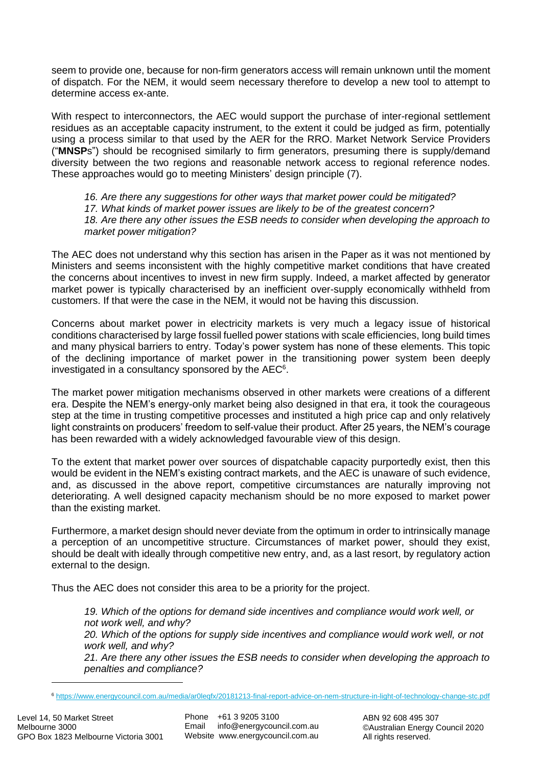seem to provide one, because for non-firm generators access will remain unknown until the moment of dispatch. For the NEM, it would seem necessary therefore to develop a new tool to attempt to determine access ex-ante.

With respect to interconnectors, the AEC would support the purchase of inter-regional settlement residues as an acceptable capacity instrument, to the extent it could be judged as firm, potentially using a process similar to that used by the AER for the RRO. Market Network Service Providers ("**MNSP**s") should be recognised similarly to firm generators, presuming there is supply/demand diversity between the two regions and reasonable network access to regional reference nodes. These approaches would go to meeting Ministers' design principle (7).

> *16. Are there any suggestions for other ways that market power could be mitigated?*
> *17. What kinds of market power issues are likely to be of the greatest concern?*
> *18. Are there any other issues the ESB needs to consider when developing the approach to market power mitigation?*

The AEC does not understand why this section has arisen in the Paper as it was not mentioned by Ministers and seems inconsistent with the highly competitive market conditions that have created the concerns about incentives to invest in new firm supply. Indeed, a market affected by generator market power is typically characterised by an inefficient over-supply economically withheld from customers. If that were the case in the NEM, it would not be having this discussion.

Concerns about market power in electricity markets is very much a legacy issue of historical conditions characterised by large fossil fuelled power stations with scale efficiencies, long build times and many physical barriers to entry. Today's power system has none of these elements. This topic of the declining importance of market power in the transitioning power system been deeply investigated in a consultancy sponsored by the AEC[6].

The market power mitigation mechanisms observed in other markets were creations of a different era. Despite the NEM's energy-only market being also designed in that era, it took the courageous step at the time in trusting competitive processes and instituted a high price cap and only relatively light constraints on producers' freedom to self-value their product. After 25 years, the NEM's courage has been rewarded with a widely acknowledged favourable view of this design.

To the extent that market power over sources of dispatchable capacity purportedly exist, then this would be evident in the NEM's existing contract markets, and the AEC is unaware of such evidence, and, as discussed in the above report, competitive circumstances are naturally improving not deteriorating. A well designed capacity mechanism should be no more exposed to market power than the existing market.

Furthermore, a market design should never deviate from the optimum in order to intrinsically manage a perception of an uncompetitive structure. Circumstances of market power, should they exist, should be dealt with ideally through competitive new entry, and, as a last resort, by regulatory action external to the design.

Thus the AEC does not consider this area to be a priority for the project.

> *19. Which of the options for demand side incentives and compliance would work well, or not work well, and why?*
> *20. Which of the options for supply side incentives and compliance would work well, or not work well, and why?*
> *21. Are there any other issues the ESB needs to consider when developing the approach to penalties and compliance?*

[6] https://www.energycouncil.com.au/media/ar0leqfx/20181213-final-report-advice-on-nem-structure-in-light-of-technology-change-stc.pdf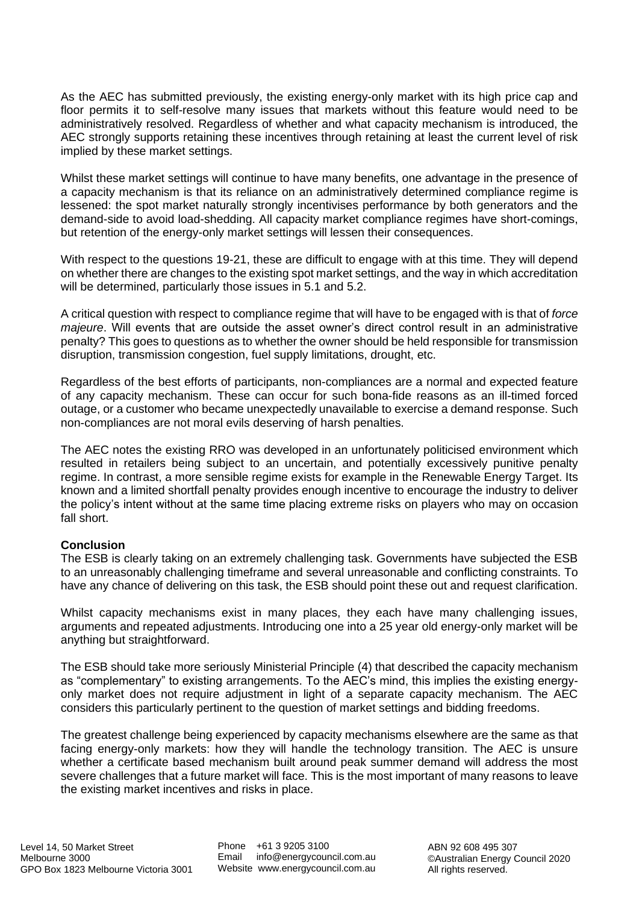As the AEC has submitted previously, the existing energy-only market with its high price cap and floor permits it to self-resolve many issues that markets without this feature would need to be administratively resolved. Regardless of whether and what capacity mechanism is introduced, the AEC strongly supports retaining these incentives through retaining at least the current level of risk implied by these market settings.

Whilst these market settings will continue to have many benefits, one advantage in the presence of a capacity mechanism is that its reliance on an administratively determined compliance regime is lessened: the spot market naturally strongly incentivises performance by both generators and the demand-side to avoid load-shedding. All capacity market compliance regimes have short-comings, but retention of the energy-only market settings will lessen their consequences.

With respect to the questions 19-21, these are difficult to engage with at this time. They will depend on whether there are changes to the existing spot market settings, and the way in which accreditation will be determined, particularly those issues in 5.1 and 5.2.

A critical question with respect to compliance regime that will have to be engaged with is that of *force majeure*. Will events that are outside the asset owner's direct control result in an administrative penalty? This goes to questions as to whether the owner should be held responsible for transmission disruption, transmission congestion, fuel supply limitations, drought, etc.

Regardless of the best efforts of participants, non-compliances are a normal and expected feature of any capacity mechanism. These can occur for such bona-fide reasons as an ill-timed forced outage, or a customer who became unexpectedly unavailable to exercise a demand response. Such non-compliances are not moral evils deserving of harsh penalties.

The AEC notes the existing RRO was developed in an unfortunately politicised environment which resulted in retailers being subject to an uncertain, and potentially excessively punitive penalty regime. In contrast, a more sensible regime exists for example in the Renewable Energy Target. Its known and a limited shortfall penalty provides enough incentive to encourage the industry to deliver the policy's intent without at the same time placing extreme risks on players who may on occasion fall short.

**Conclusion**

The ESB is clearly taking on an extremely challenging task. Governments have subjected the ESB to an unreasonably challenging timeframe and several unreasonable and conflicting constraints. To have any chance of delivering on this task, the ESB should point these out and request clarification.

Whilst capacity mechanisms exist in many places, they each have many challenging issues, arguments and repeated adjustments. Introducing one into a 25 year old energy-only market will be anything but straightforward.

The ESB should take more seriously Ministerial Principle (4) that described the capacity mechanism as "complementary" to existing arrangements. To the AEC's mind, this implies the existing energy-only market does not require adjustment in light of a separate capacity mechanism. The AEC considers this particularly pertinent to the question of market settings and bidding freedoms.

The greatest challenge being experienced by capacity mechanisms elsewhere are the same as that facing energy-only markets: how they will handle the technology transition. The AEC is unsure whether a certificate based mechanism built around peak summer demand will address the most severe challenges that a future market will face. This is the most important of many reasons to leave the existing market incentives and risks in place.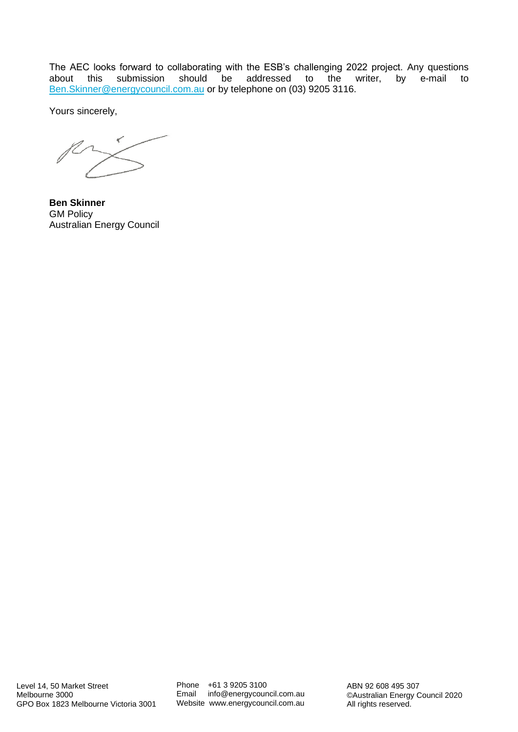The AEC looks forward to collaborating with the ESB's challenging 2022 project. Any questions about this submission should be addressed to the writer, by e-mail to Ben.Skinner@energycouncil.com.au or by telephone on (03) 9205 3116.

Yours sincerely,

**Ben Skinner**
GM Policy
Australian Energy Council